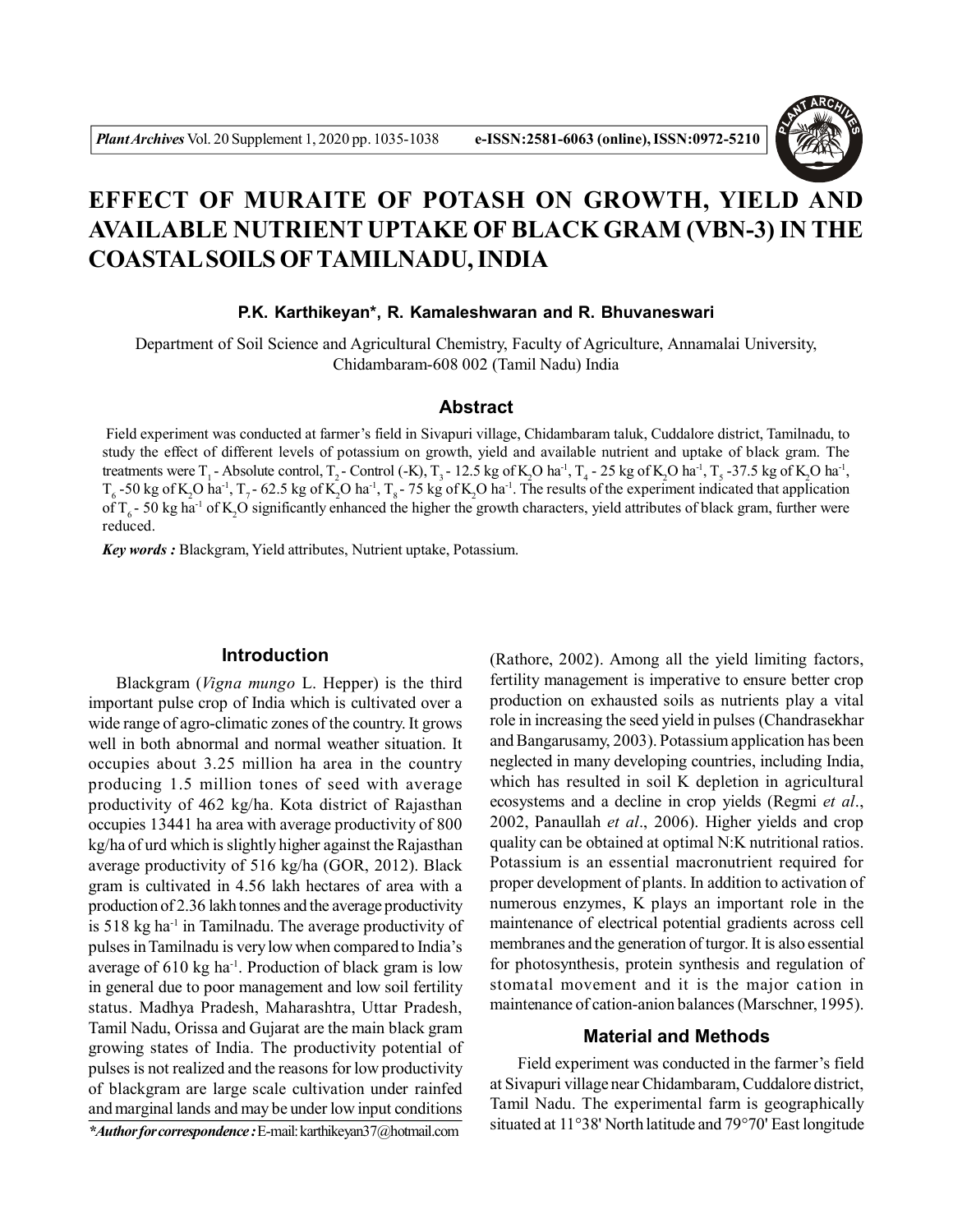# EFFECT OF MURAITE OF POTASH ON GROWTH, YIELD AND AVAILABLE NUTRIENT UPTAKE OF BLACK GRAM (VBN-3) IN THE COASTAL SOILS OF TAMILNADU, INDIA

**P.K. Karthikeyan*, R. Kamaleshwaran and R. Bhuvaneswari**

Department of Soil Science and Agricultural Chemistry, Faculty of Agriculture, Annamalai University, Chidambaram-608 002 (Tamil Nadu) India

## Abstract

Field experiment was conducted at farmer's field in Sivapuri village, Chidambaram taluk, Cuddalore district, Tamilnadu, to study the effect of different levels of potassium on growth, yield and available nutrient and uptake of black gram. The treatments were $T_1$ - Absolute control, $T_2$ - Control (-K), $T_3$ - 12.5 kg of $K_2O$ $ha^{-1}$, $T_4$ - 25 kg of $K_2O$ $ha^{-1}$, $T_5$ -37.5 kg of $K_2O$ $ha^{-1}$, $T_6$ -50 kg of $K_2O$ $ha^{-1}$, $T_7$ - 62.5 kg of $K_2O$ $ha^{-1}$, $T_8$ - 75 kg of $K_2O$ $ha^{-1}$. The results of the experiment indicated that application of $T_6$ - 50 kg $ha^{-1}$ of $K_2O$ significantly enhanced the higher the growth characters, yield attributes of black gram, further were reduced.

***Key words :*** Blackgram, Yield attributes, Nutrient uptake, Potassium.

## Introduction

Blackgram (*Vigna mungo* L. Hepper) is the third important pulse crop of India which is cultivated over a wide range of agro-climatic zones of the country. It grows well in both abnormal and normal weather situation. It occupies about 3.25 million ha area in the country producing 1.5 million tones of seed with average productivity of 462 kg/ha. Kota district of Rajasthan occupies 13441 ha area with average productivity of 800 kg/ha of urd which is slightly higher against the Rajasthan average productivity of 516 kg/ha (GOR, 2012). Black gram is cultivated in 4.56 lakh hectares of area with a production of 2.36 lakh tonnes and the average productivity is 518 kg $ha^{-1}$ in Tamilnadu. The average productivity of pulses in Tamilnadu is very low when compared to India's average of 610 kg $ha^{-1}$. Production of black gram is low in general due to poor management and low soil fertility status. Madhya Pradesh, Maharashtra, Uttar Pradesh, Tamil Nadu, Orissa and Gujarat are the main black gram growing states of India. The productivity potential of pulses is not realized and the reasons for low productivity of blackgram are large scale cultivation under rainfed and marginal lands and may be under low input conditions (Rathore, 2002). Among all the yield limiting factors, fertility management is imperative to ensure better crop production on exhausted soils as nutrients play a vital role in increasing the seed yield in pulses (Chandrasekhar and Bangarusamy, 2003). Potassium application has been neglected in many developing countries, including India, which has resulted in soil K depletion in agricultural ecosystems and a decline in crop yields (Regmi *et al*., 2002, Panaullah *et al*., 2006). Higher yields and crop quality can be obtained at optimal N:K nutritional ratios. Potassium is an essential macronutrient required for proper development of plants. In addition to activation of numerous enzymes, K plays an important role in the maintenance of electrical potential gradients across cell membranes and the generation of turgor. It is also essential for photosynthesis, protein synthesis and regulation of stomatal movement and it is the major cation in maintenance of cation-anion balances (Marschner, 1995).

***Author for correspondence :** E-mail: karthikeyan37@hotmail.com

## Material and Methods

Field experiment was conducted in the farmer's field at Sivapuri village near Chidambaram, Cuddalore district, Tamil Nadu. The experimental farm is geographically situated at 11°38' North latitude and 79°70' East longitude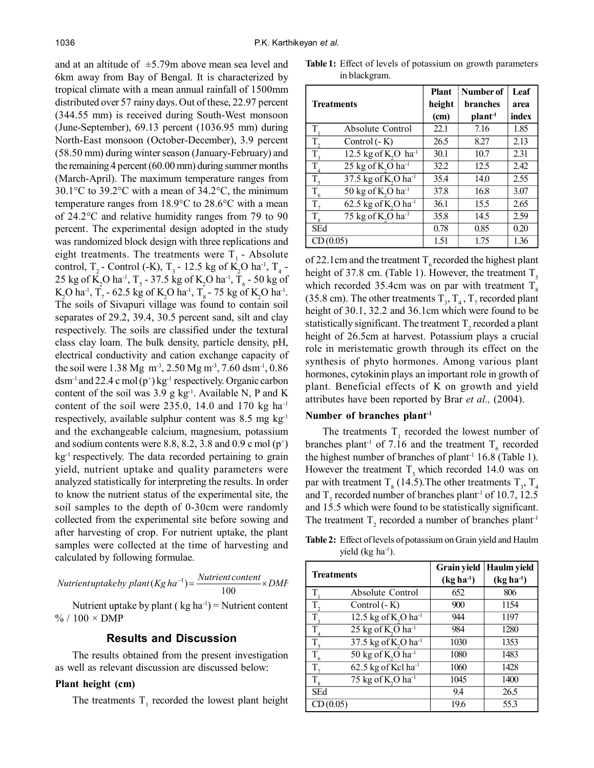and at an altitude of ±5.79m above mean sea level and 6km away from Bay of Bengal. It is characterized by tropical climate with a mean annual rainfall of 1500mm distributed over 57 rainy days. Out of these, 22.97 percent (344.55 mm) is received during South-West monsoon (June-September), 69.13 percent (1036.95 mm) during North-East monsoon (October-December), 3.9 percent (58.50 mm) during winter season (January-February) and the remaining 4 percent (60.00 mm) during summer months (March-April). The maximum temperature ranges from 30.1°C to 39.2°C with a mean of 34.2°C, the minimum temperature ranges from 18.9°C to 28.6°C with a mean of 24.2°C and relative humidity ranges from 79 to 90 percent. The experimental design adopted in the study was randomized block design with three replications and eight treatments. The treatments were $T_1$ - Absolute control, $T_2$ - Control (-K), $T_3$ - 12.5 kg of $K_2O$ ha$^{-1}$, $T_4$ - 25 kg of $K_2O$ ha$^{-1}$, $T_5$ - 37.5 kg of $K_2O$ ha$^{-1}$, $T_6$ - 50 kg of $K_2O$ ha$^{-1}$, $T_7$ - 62.5 kg of $K_2O$ ha$^{-1}$, $T_8$ - 75 kg of $K_2O$ ha$^{-1}$. The soils of Sivapuri village was found to contain soil separates of 29.2, 39.4, 30.5 percent sand, silt and clay respectively. The soils are classified under the textural class clay loam. The bulk density, particle density, pH, electrical conductivity and cation exchange capacity of the soil were 1.38 Mg m$^{-3}$, 2.50 Mg m$^{-3}$, 7.60 dsm$^{-1}$, 0.86 dsm$^{-1}$ and 22.4 c mol ($p^+$) kg$^{-1}$ respectively. Organic carbon content of the soil was 3.9 g kg$^{-1}$. Available N, P and K content of the soil were 235.0, 14.0 and 170 kg ha$^{-1}$ respectively, available sulphur content was 8.5 mg kg$^{-1}$ and the exchangeable calcium, magnesium, potassium and sodium contents were 8.8, 8.2, 3.8 and 0.9 c mol ($p^+$) kg$^{-1}$ respectively. The data recorded pertaining to grain yield, nutrient uptake and quality parameters were analyzed statistically for interpreting the results. In order to know the nutrient status of the experimental site, the soil samples to the depth of 0-30cm were randomly collected from the experimental site before sowing and after harvesting of crop. For nutrient uptake, the plant samples were collected at the time of harvesting and calculated by following formulae.

$$Nutrient\,uptake\,by\,plant\,(Kg\,ha^{-1}) = \frac{Nutrient\,content}{100} \times DMP$$

Nutrient uptake by plant ( kg ha$^{-1}$) = Nutrient content % / 100 × DMP

## Results and Discussion

The results obtained from the present investigation as well as relevant discussion are discussed below:

### Plant height (cm)

The treatments $T_1$ recorded the lowest plant height of 22.1cm and the treatment $T_6$ recorded the highest plant height of 37.8 cm. (Table 1). However, the treatment $T_5$ which recorded 35.4cm was on par with treatment $T_8$ (35.8 cm). The other treatments $T_3$, $T_4$, $T_7$ recorded plant height of 30.1, 32.2 and 36.1cm which were found to be statistically significant. The treatment $T_2$ recorded a plant height of 26.5cm at harvest. Potassium plays a crucial role in meristematic growth through its effect on the synthesis of phyto hormones. Among various plant hormones, cytokinin plays an important role in growth of plant. Beneficial effects of K on growth and yield attributes have been reported by Brar *et al.,* (2004).

**Table 1:** Effect of levels of potassium on growth parameters in blackgram.

| Treatments | | Plant height (cm) | Number of branches plant$^{-1}$ | Leaf area index |
|---|---|---|---|---|
| $T_1$ | Absolute Control | 22.1 | 7.16 | 1.85 |
| $T_2$ | Control (- K) | 26.5 | 8.27 | 2.13 |
| $T_3$ | 12.5 kg of $K_2O$ ha$^{-1}$ | 30.1 | 10.7 | 2.31 |
| $T_4$ | 25 kg of $K_2O$ ha$^{-1}$ | 32.2 | 12.5 | 2.42 |
| $T_5$ | 37.5 kg of $K_2O$ ha$^{-1}$ | 35.4 | 14.0 | 2.55 |
| $T_6$ | 50 kg of $K_2O$ ha$^{-1}$ | 37.8 | 16.8 | 3.07 |
| $T_7$ | 62.5 kg of $K_2O$ ha$^{-1}$ | 36.1 | 15.5 | 2.65 |
| $T_8$ | 75 kg of $K_2O$ ha$^{-1}$ | 35.8 | 14.5 | 2.59 |
| SEd | | 0.78 | 0.85 | 0.20 |
| CD (0.05) | | 1.51 | 1.75 | 1.36 |

### Number of branches plant$^{-1}$

The treatments $T_1$ recorded the lowest number of branches plant$^{-1}$ of 7.16 and the treatment $T_6$ recorded the highest number of branches of plant$^{-1}$ 16.8 (Table 1). However the treatment $T_5$ which recorded 14.0 was on par with treatment $T_8$ (14.5).The other treatments $T_3$, $T_4$ and $T_7$ recorded number of branches plant$^{-1}$ of 10.7, 12.5 and 15.5 which were found to be statistically significant. The treatment $T_2$ recorded a number of branches plant$^{-1}$

**Table 2:** Effect of levels of potassium on Grain yield and Haulm yield (kg ha$^{-1}$).

| Treatments | | Grain yield (kg ha$^{-1}$) | Haulm yield (kg ha$^{-1}$) |
|---|---|---|---|
| $T_1$ | Absolute Control | 652 | 806 |
| $T_2$ | Control (- K) | 900 | 1154 |
| $T_3$ | 12.5 kg of $K_2O$ ha$^{-1}$ | 944 | 1197 |
| $T_4$ | 25 kg of $K_2O$ ha$^{-1}$ | 984 | 1280 |
| $T_5$ | 37.5 kg of $K_2O$ ha$^{-1}$ | 1030 | 1353 |
| $T_6$ | 50 kg of $K_2O$ ha$^{-1}$ | 1080 | 1483 |
| $T_7$ | 62.5 kg of Kcl ha$^{-1}$ | 1060 | 1428 |
| $T_8$ | 75 kg of $K_2O$ ha$^{-1}$ | 1045 | 1400 |
| SEd | | 9.4 | 26.5 |
| CD (0.05) | | 19.6 | 55.3 |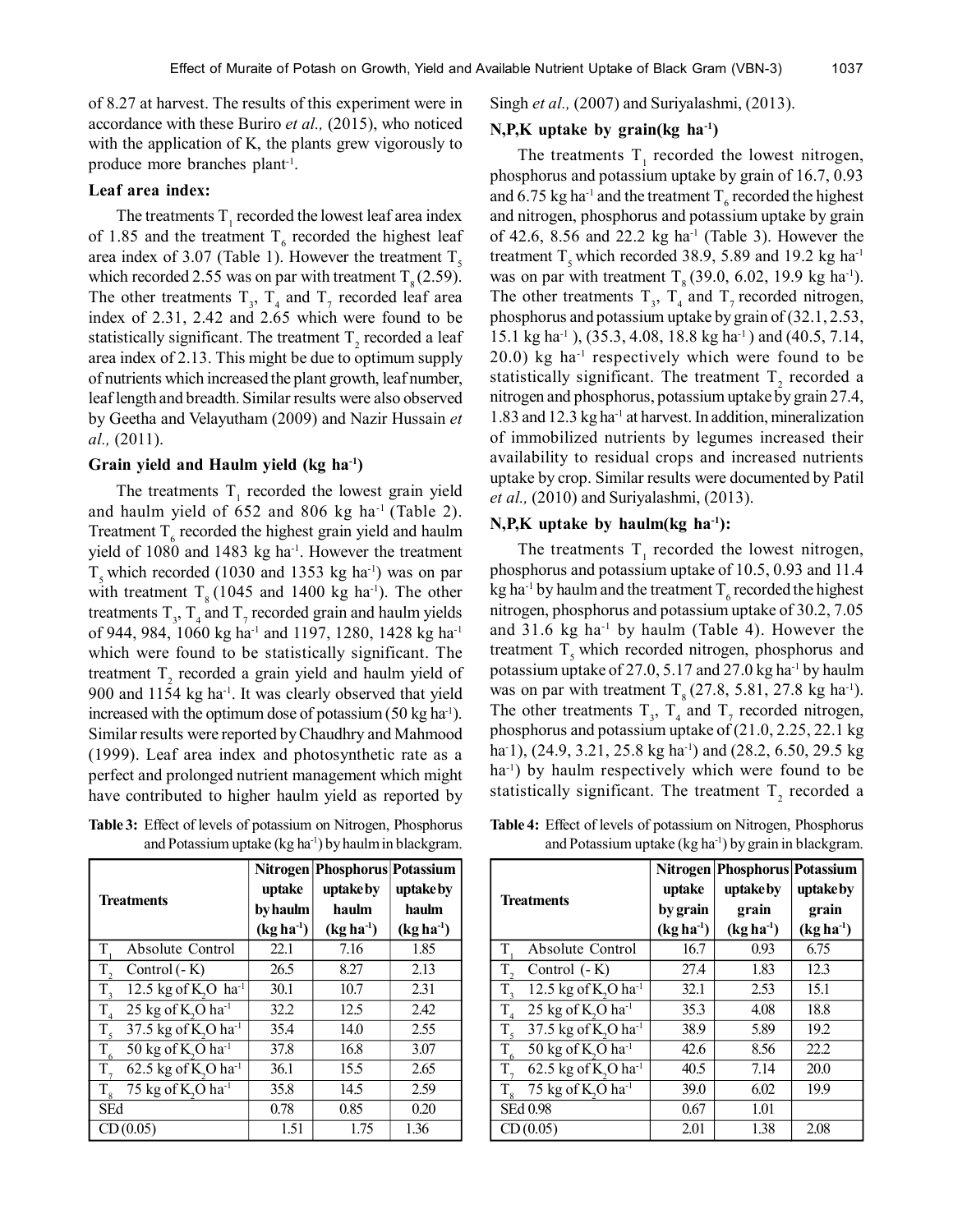of 8.27 at harvest. The results of this experiment were in accordance with these Buriro *et al.,* (2015), who noticed with the application of K, the plants grew vigorously to produce more branches plant$^{-1}$.

### Leaf area index:

The treatments $T_1$ recorded the lowest leaf area index of 1.85 and the treatment $T_6$ recorded the highest leaf area index of 3.07 (Table 1). However the treatment $T_5$ which recorded 2.55 was on par with treatment $T_8$ (2.59). The other treatments $T_3$, $T_4$ and $T_7$ recorded leaf area index of 2.31, 2.42 and 2.65 which were found to be statistically significant. The treatment $T_2$ recorded a leaf area index of 2.13. This might be due to optimum supply of nutrients which increased the plant growth, leaf number, leaf length and breadth. Similar results were also observed by Geetha and Velayutham (2009) and Nazir Hussain *et al.,* (2011).

### Grain yield and Haulm yield (kg ha$^{-1}$)

The treatments $T_1$ recorded the lowest grain yield and haulm yield of 652 and 806 kg ha$^{-1}$ (Table 2). Treatment $T_6$ recorded the highest grain yield and haulm yield of 1080 and 1483 kg ha$^{-1}$. However the treatment $T_5$ which recorded (1030 and 1353 kg ha$^{-1}$) was on par with treatment $T_8$ (1045 and 1400 kg ha$^{-1}$). The other treatments $T_3$, $T_4$ and $T_7$ recorded grain and haulm yields of 944, 984, 1060 kg ha$^{-1}$ and 1197, 1280, 1428 kg ha$^{-1}$ which were found to be statistically significant. The treatment $T_2$ recorded a grain yield and haulm yield of 900 and 1154 kg ha$^{-1}$. It was clearly observed that yield increased with the optimum dose of potassium (50 kg ha$^{-1}$). Similar results were reported by Chaudhry and Mahmood (1999). Leaf area index and photosynthetic rate as a perfect and prolonged nutrient management which might have contributed to higher haulm yield as reported by Singh *et al.,* (2007) and Suriyalashmi, (2013).

### N,P,K uptake by grain(kg ha$^{-1}$)

The treatments $T_1$ recorded the lowest nitrogen, phosphorus and potassium uptake by grain of 16.7, 0.93 and 6.75 kg ha$^{-1}$ and the treatment $T_6$ recorded the highest and nitrogen, phosphorus and potassium uptake by grain of 42.6, 8.56 and 22.2 kg ha$^{-1}$ (Table 3). However the treatment $T_5$ which recorded 38.9, 5.89 and 19.2 kg ha$^{-1}$ was on par with treatment $T_8$ (39.0, 6.02, 19.9 kg ha$^{-1}$). The other treatments $T_3$, $T_4$ and $T_7$ recorded nitrogen, phosphorus and potassium uptake by grain of (32.1, 2.53, 15.1 kg ha$^{-1}$ ), (35.3, 4.08, 18.8 kg ha$^{-1}$ ) and (40.5, 7.14, 20.0) kg ha$^{-1}$ respectively which were found to be statistically significant. The treatment $T_2$ recorded a nitrogen and phosphorus, potassium uptake by grain 27.4, 1.83 and 12.3 kg ha$^{-1}$ at harvest. In addition, mineralization of immobilized nutrients by legumes increased their availability to residual crops and increased nutrients uptake by crop. Similar results were documented by Patil *et al.,* (2010) and Suriyalashmi, (2013).

### N,P,K uptake by haulm(kg ha$^{-1}$):

The treatments $T_1$ recorded the lowest nitrogen, phosphorus and potassium uptake of 10.5, 0.93 and 11.4 kg ha$^{-1}$ by haulm and the treatment $T_6$ recorded the highest nitrogen, phosphorus and potassium uptake of 30.2, 7.05 and 31.6 kg ha$^{-1}$ by haulm (Table 4). However the treatment $T_5$ which recorded nitrogen, phosphorus and potassium uptake of 27.0, 5.17 and 27.0 kg ha$^{-1}$ by haulm was on par with treatment $T_8$ (27.8, 5.81, 27.8 kg ha$^{-1}$). The other treatments $T_3$, $T_4$ and $T_7$ recorded nitrogen, phosphorus and potassium uptake of (21.0, 2.25, 22.1 kg ha$^{-1}$), (24.9, 3.21, 25.8 kg ha$^{-1}$) and (28.2, 6.50, 29.5 kg ha$^{-1}$) by haulm respectively which were found to be statistically significant. The treatment $T_2$ recorded a

**Table 3:** Effect of levels of potassium on Nitrogen, Phosphorus and Potassium uptake (kg ha$^{-1}$) by haulm in blackgram.

| Treatments | Nitrogen uptake by haulm (kg ha$^{-1}$) | Phosphorus uptake by haulm (kg ha$^{-1}$) | Potassium uptake by haulm (kg ha$^{-1}$) |
|---|---|---|---|
| $T_1$ Absolute Control | 22.1 | 7.16 | 1.85 |
| $T_2$ Control (- K) | 26.5 | 8.27 | 2.13 |
| $T_3$ 12.5 kg of $K_2O$ ha$^{-1}$ | 30.1 | 10.7 | 2.31 |
| $T_4$ 25 kg of $K_2O$ ha$^{-1}$ | 32.2 | 12.5 | 2.42 |
| $T_5$ 37.5 kg of $K_2O$ ha$^{-1}$ | 35.4 | 14.0 | 2.55 |
| $T_6$ 50 kg of $K_2O$ ha$^{-1}$ | 37.8 | 16.8 | 3.07 |
| $T_7$ 62.5 kg of $K_2O$ ha$^{-1}$ | 36.1 | 15.5 | 2.65 |
| $T_8$ 75 kg of $K_2O$ ha$^{-1}$ | 35.8 | 14.5 | 2.59 |
| SEd | 0.78 | 0.85 | 0.20 |
| CD (0.05) | 1.51 | 1.75 | 1.36 |

**Table 4:** Effect of levels of potassium on Nitrogen, Phosphorus and Potassium uptake (kg ha$^{-1}$) by grain in blackgram.

| Treatments | Nitrogen uptake by grain (kg ha$^{-1}$) | Phosphorus uptake by grain (kg ha$^{-1}$) | Potassium uptake by grain (kg ha$^{-1}$) |
|---|---|---|---|
| $T_1$ Absolute Control | 16.7 | 0.93 | 6.75 |
| $T_2$ Control (- K) | 27.4 | 1.83 | 12.3 |
| $T_3$ 12.5 kg of $K_2O$ ha$^{-1}$ | 32.1 | 2.53 | 15.1 |
| $T_4$ 25 kg of $K_2O$ ha$^{-1}$ | 35.3 | 4.08 | 18.8 |
| $T_5$ 37.5 kg of $K_2O$ ha$^{-1}$ | 38.9 | 5.89 | 19.2 |
| $T_6$ 50 kg of $K_2O$ ha$^{-1}$ | 42.6 | 8.56 | 22.2 |
| $T_7$ 62.5 kg of $K_2O$ ha$^{-1}$ | 40.5 | 7.14 | 20.0 |
| $T_8$ 75 kg of $K_2O$ ha$^{-1}$ | 39.0 | 6.02 | 19.9 |
| SEd 0.98 | 0.67 | 1.01 | |
| CD (0.05) | 2.01 | 1.38 | 2.08 |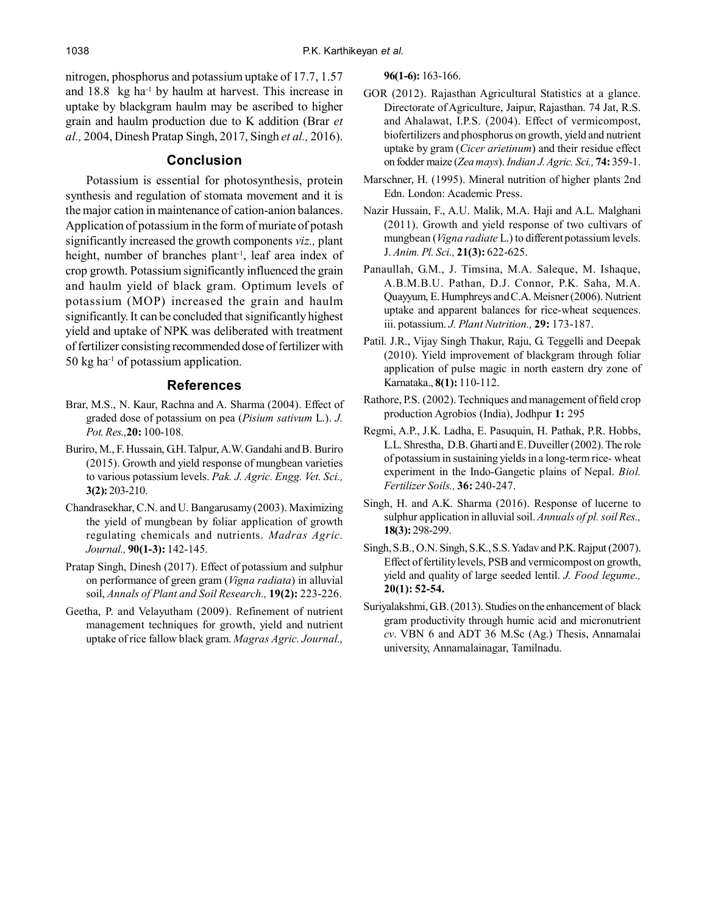nitrogen, phosphorus and potassium uptake of 17.7, 1.57 and 18.8 kg ha$^{-1}$ by haulm at harvest. This increase in uptake by blackgram haulm may be ascribed to higher grain and haulm production due to K addition (Brar *et al.,* 2004, Dinesh Pratap Singh, 2017, Singh *et al.,* 2016).

## Conclusion

Potassium is essential for photosynthesis, protein synthesis and regulation of stomata movement and it is the major cation in maintenance of cation-anion balances. Application of potassium in the form of muriate of potash significantly increased the growth components *viz.,* plant height, number of branches plant$^{-1}$, leaf area index of crop growth. Potassium significantly influenced the grain and haulm yield of black gram. Optimum levels of potassium (MOP) increased the grain and haulm significantly. It can be concluded that significantly highest yield and uptake of NPK was deliberated with treatment of fertilizer consisting recommended dose of fertilizer with 50 kg ha$^{-1}$ of potassium application.

## References

Brar, M.S., N. Kaur, Rachna and A. Sharma (2004). Effect of graded dose of potassium on pea (*Pisium sativum* L.). *J. Pot. Res.,* **20:** 100-108.

Buriro, M., F. Hussain, G.H. Talpur, A.W. Gandahi and B. Buriro (2015). Growth and yield response of mungbean varieties to various potassium levels. *Pak. J. Agric. Engg. Vet. Sci.,* **3(2):** 203-210.

Chandrasekhar, C.N. and U. Bangarusamy (2003). Maximizing the yield of mungbean by foliar application of growth regulating chemicals and nutrients. *Madras Agric. Journal.,* **90(1-3):** 142-145.

Pratap Singh, Dinesh (2017). Effect of potassium and sulphur on performance of green gram (*Vigna radiata*) in alluvial soil, *Annals of Plant and Soil Research.,* **19(2):** 223-226.

Geetha, P. and Velayutham (2009). Refinement of nutrient management techniques for growth, yield and nutrient uptake of rice fallow black gram. *Magras Agric. Journal.,* **96(1-6):** 163-166.

GOR (2012). Rajasthan Agricultural Statistics at a glance. Directorate of Agriculture, Jaipur, Rajasthan. 74 Jat, R.S. and Ahalawat, I.P.S. (2004). Effect of vermicompost, biofertilizers and phosphorus on growth, yield and nutrient uptake by gram (*Cicer arietinum*) and their residue effect on fodder maize (*Zea mays*). *Indian J. Agric. Sci.,* **74:** 359-1.

Marschner, H. (1995). Mineral nutrition of higher plants 2nd Edn. London: Academic Press.

Nazir Hussain, F., A.U. Malik, M.A. Haji and A.L. Malghani (2011). Growth and yield response of two cultivars of mungbean (*Vigna radiate* L.) to different potassium levels. J. *Anim. Pl. Sci.,* **21(3):** 622-625.

Panaullah, G.M., J. Timsina, M.A. Saleque, M. Ishaque, A.B.M.B.U. Pathan, D.J. Connor, P.K. Saha, M.A. Quayyum, E. Humphreys and C.A. Meisner (2006). Nutrient uptake and apparent balances for rice-wheat sequences. iii. potassium. *J. Plant Nutrition.,* **29:** 173-187.

Patil. J.R., Vijay Singh Thakur, Raju, G. Teggelli and Deepak (2010). Yield improvement of blackgram through foliar application of pulse magic in north eastern dry zone of Karnataka., **8(1):** 110-112.

Rathore, P.S. (2002). Techniques and management of field crop production Agrobios (India), Jodhpur **1:** 295

Regmi, A.P., J.K. Ladha, E. Pasuquin, H. Pathak, P.R. Hobbs, L.L. Shrestha, D.B. Gharti and E. Duveiller (2002). The role of potassium in sustaining yields in a long-term rice- wheat experiment in the Indo-Gangetic plains of Nepal. *Biol. Fertilizer Soils.,* **36:** 240-247.

Singh, H. and A.K. Sharma (2016). Response of lucerne to sulphur application in alluvial soil. *Annuals of pl. soil Res.,* **18(3):** 298-299.

Singh, S.B., O.N. Singh, S.K., S.S. Yadav and P.K. Rajput (2007). Effect of fertility levels, PSB and vermicompost on growth, yield and quality of large seeded lentil. *J. Food legume.,* **20(1): 52-54.**

Suriyalakshmi, G.B. (2013). Studies on the enhancement of black gram productivity through humic acid and micronutrient *cv*. VBN 6 and ADT 36 M.Sc (Ag.) Thesis, Annamalai university, Annamalainagar, Tamilnadu.